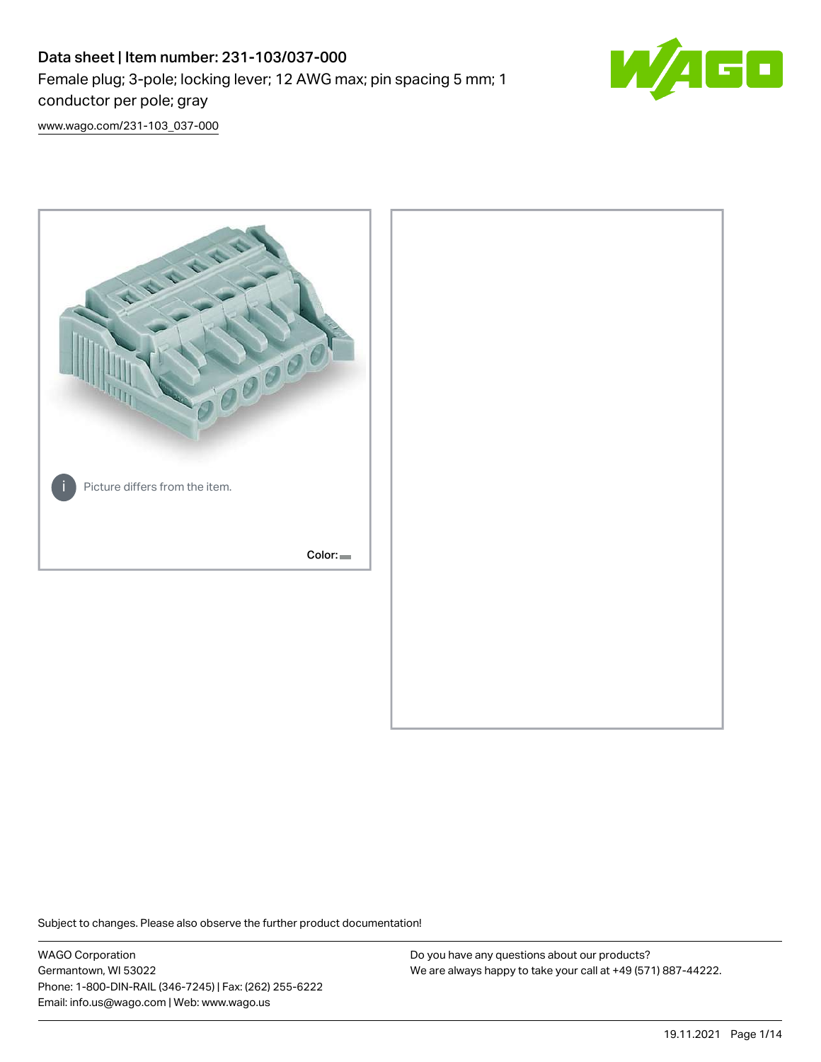# Data sheet | Item number: 231-103/037-000

Female plug; 3-pole; locking lever; 12 AWG max; pin spacing 5 mm; 1 conductor per pole; gray

www.wago.com/231-103_037-000

Picture differs from the item.

Color:

Subject to changes. Please also observe the further product documentation!

WAGO Corporation
Germantown, WI 53022
Phone: 1-800-DIN-RAIL (346-7245) | Fax: (262) 255-6222
Email: info.us@wago.com | Web: www.wago.us

Do you have any questions about our products?
We are always happy to take your call at +49 (571) 887-44222.

19.11.2021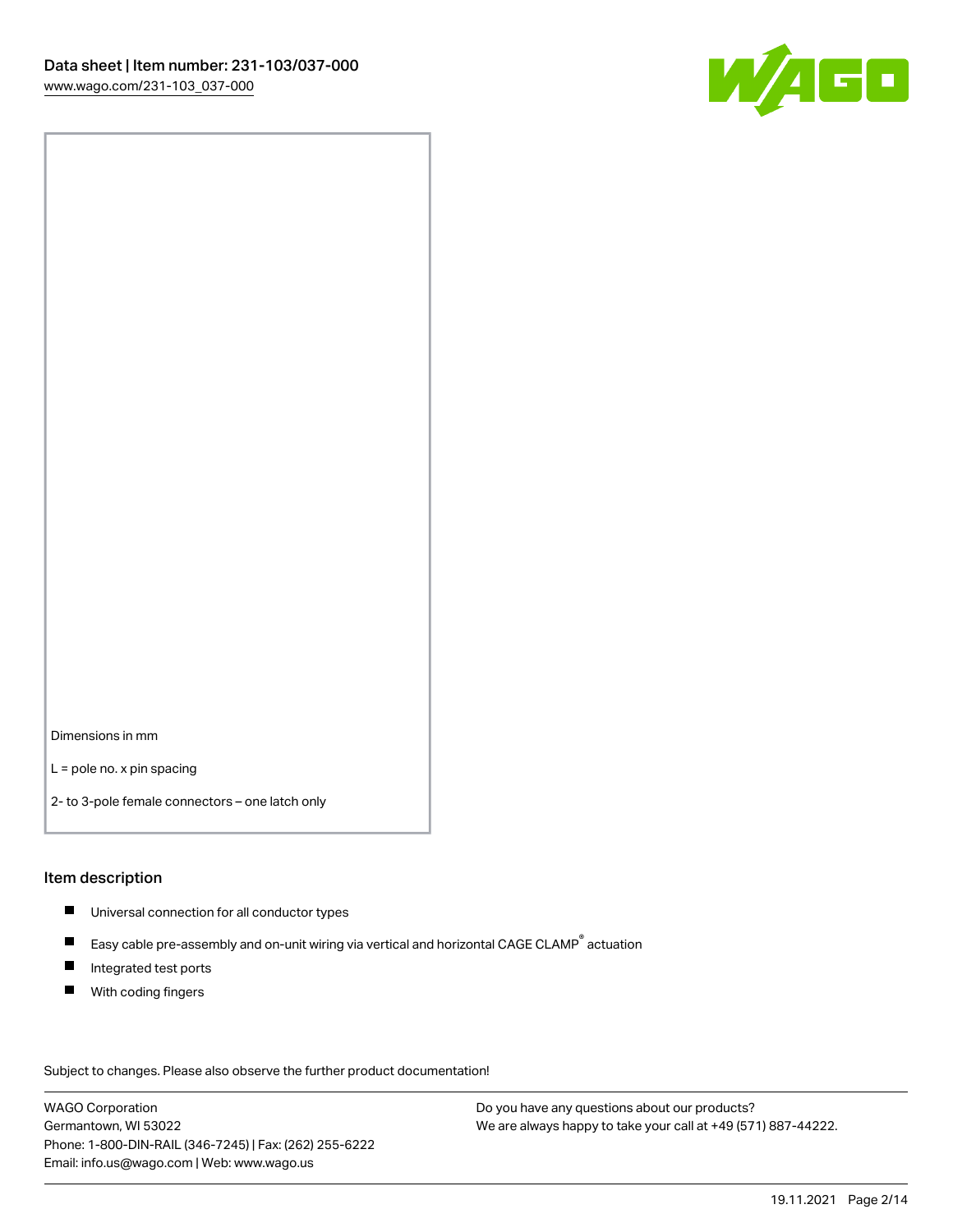Dimensions in mm

L = pole no. x pin spacing

2- to 3-pole female connectors – one latch only

## Item description

- Universal connection for all conductor types
- Easy cable pre-assembly and on-unit wiring via vertical and horizontal CAGE CLAMP® actuation
- Integrated test ports
- With coding fingers

Subject to changes. Please also observe the further product documentation!

WAGO Corporation
Germantown, WI 53022
Phone: 1-800-DIN-RAIL (346-7245) | Fax: (262) 255-6222
Email: info.us@wago.com | Web: www.wago.us

Do you have any questions about our products?
We are always happy to take your call at +49 (571) 887-44222.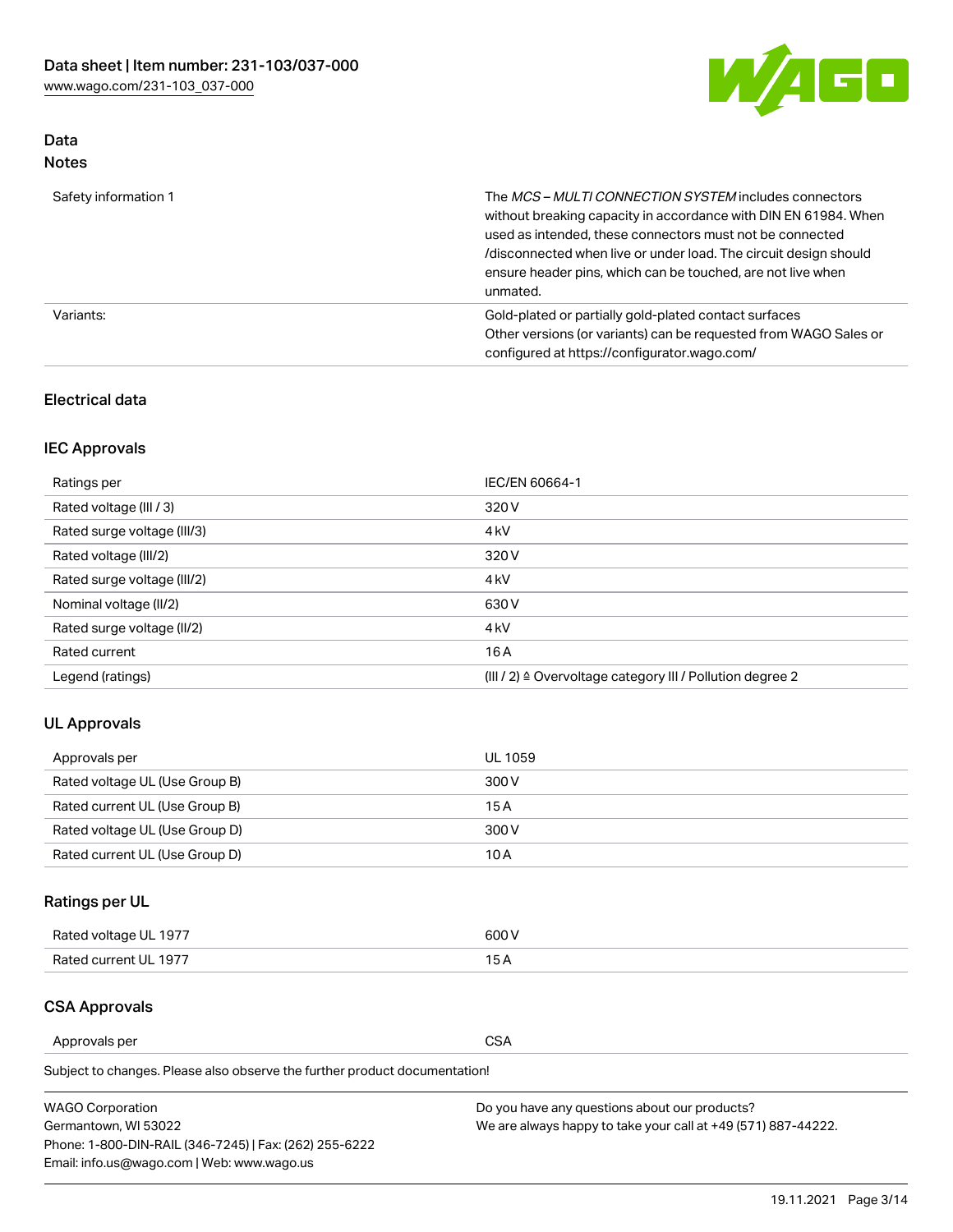## Data
### Notes

| | |
|---|---|
| Safety information 1 | The *MCS – MULTI CONNECTION SYSTEM* includes connectors without breaking capacity in accordance with DIN EN 61984. When used as intended, these connectors must not be connected /disconnected when live or under load. The circuit design should ensure header pins, which can be touched, are not live when unmated. |
| Variants: | Gold-plated or partially gold-plated contact surfaces<br>Other versions (or variants) can be requested from WAGO Sales or configured at https://configurator.wago.com/ |

### Electrical data

### IEC Approvals

| | |
|---|---|
| Ratings per | IEC/EN 60664-1 |
| Rated voltage (III / 3) | 320 V |
| Rated surge voltage (III/3) | 4 kV |
| Rated voltage (III/2) | 320 V |
| Rated surge voltage (III/2) | 4 kV |
| Nominal voltage (II/2) | 630 V |
| Rated surge voltage (II/2) | 4 kV |
| Rated current | 16 A |
| Legend (ratings) | (III / 2) ≙ Overvoltage category III / Pollution degree 2 |

### UL Approvals

| | |
|---|---|
| Approvals per | UL 1059 |
| Rated voltage UL (Use Group B) | 300 V |
| Rated current UL (Use Group B) | 15 A |
| Rated voltage UL (Use Group D) | 300 V |
| Rated current UL (Use Group D) | 10 A |

### Ratings per UL

| | |
|---|---|
| Rated voltage UL 1977 | 600 V |
| Rated current UL 1977 | 15 A |

### CSA Approvals

| | |
|---|---|
| Approvals per | CSA |

Subject to changes. Please also observe the further product documentation!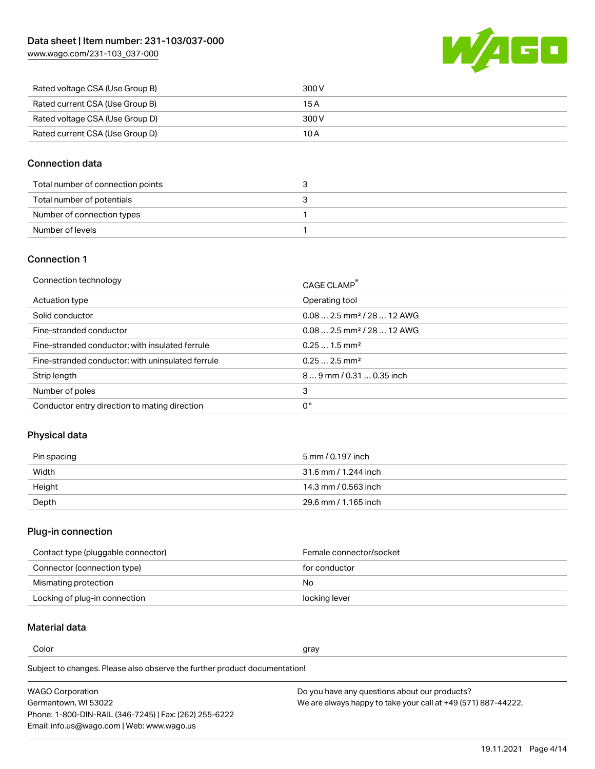| | |
|---|---|
| Rated voltage CSA (Use Group B) | 300 V |
| Rated current CSA (Use Group B) | 15 A |
| Rated voltage CSA (Use Group D) | 300 V |
| Rated current CSA (Use Group D) | 10 A |

## Connection data

| | |
|---|---|
| Total number of connection points | 3 |
| Total number of potentials | 3 |
| Number of connection types | 1 |
| Number of levels | 1 |

## Connection 1

| | |
|---|---|
| Connection technology | CAGE CLAMP® |
| Actuation type | Operating tool |
| Solid conductor | 0.08 … 2.5 mm² / 28 … 12 AWG |
| Fine-stranded conductor | 0.08 … 2.5 mm² / 28 … 12 AWG |
| Fine-stranded conductor; with insulated ferrule | 0.25 … 1.5 mm² |
| Fine-stranded conductor; with uninsulated ferrule | 0.25 … 2.5 mm² |
| Strip length | 8 … 9 mm / 0.31 … 0.35 inch |
| Number of poles | 3 |
| Conductor entry direction to mating direction | 0 ° |

## Physical data

| | |
|---|---|
| Pin spacing | 5 mm / 0.197 inch |
| Width | 31.6 mm / 1.244 inch |
| Height | 14.3 mm / 0.563 inch |
| Depth | 29.6 mm / 1.165 inch |

## Plug-in connection

| | |
|---|---|
| Contact type (pluggable connector) | Female connector/socket |
| Connector (connection type) | for conductor |
| Mismating protection | No |
| Locking of plug-in connection | locking lever |

## Material data

| | |
|---|---|
| Color | gray |

Subject to changes. Please also observe the further product documentation!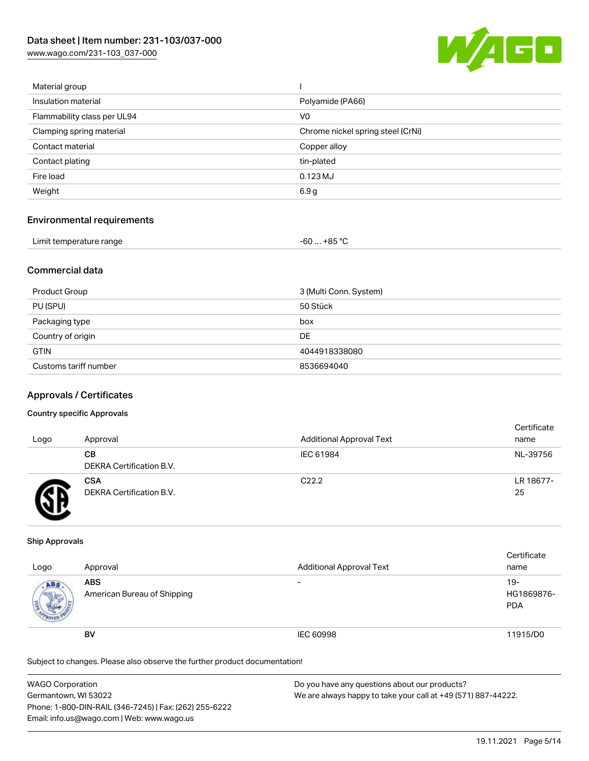| | |
|---|---|
| Material group | I |
| Insulation material | Polyamide (PA66) |
| Flammability class per UL94 | V0 |
| Clamping spring material | Chrome nickel spring steel (CrNi) |
| Contact material | Copper alloy |
| Contact plating | tin-plated |
| Fire load | 0.123 MJ |
| Weight | 6.9 g |

## Environmental requirements

| | |
|---|---|
| Limit temperature range | -60 … +85 °C |

## Commercial data

| | |
|---|---|
| Product Group | 3 (Multi Conn. System) |
| PU (SPU) | 50 Stück |
| Packaging type | box |
| Country of origin | DE |
| GTIN | 4044918338080 |
| Customs tariff number | 8536694040 |

## Approvals / Certificates

### Country specific Approvals

| Logo | Approval | Additional Approval Text | Certificate name |
|---|---|---|---|
| | **CB** DEKRA Certification B.V. | IEC 61984 | NL-39756 |
| | **CSA** DEKRA Certification B.V. | C22.2 | LR 18677-25 |

### Ship Approvals

| Logo | Approval | Additional Approval Text | Certificate name |
|---|---|---|---|
| | **ABS** American Bureau of Shipping | - | 19-HG1869876-PDA |
| | **BV** | IEC 60998 | 11915/D0 |

Subject to changes. Please also observe the further product documentation!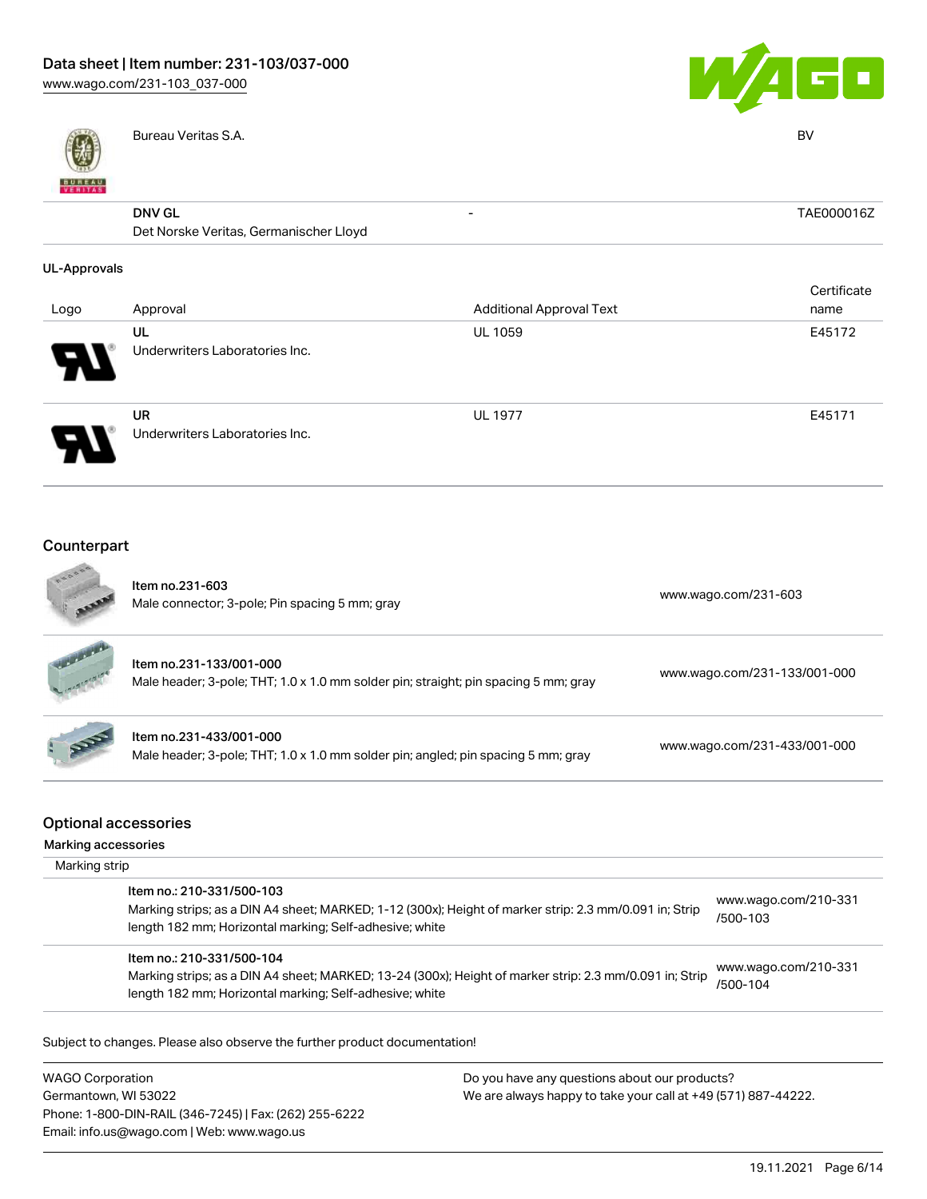| | | | |
|---|---|---|---|
| | Bureau Veritas S.A. | | BV |
| | DNV GL<br>Det Norske Veritas, Germanischer Lloyd | - | TAE000016Z |

### UL-Approvals

| Logo | Approval | Additional Approval Text | Certificate name |
|---|---|---|---|
| | UL<br>Underwriters Laboratories Inc. | UL 1059 | E45172 |
| | UR<br>Underwriters Laboratories Inc. | UL 1977 | E45171 |

## Counterpart

| | | |
|---|---|---|
| | **Item no.231-603**<br>Male connector; 3-pole; Pin spacing 5 mm; gray | www.wago.com/231-603 |
| | **Item no.231-133/001-000**<br>Male header; 3-pole; THT; 1.0 x 1.0 mm solder pin; straight; pin spacing 5 mm; gray | www.wago.com/231-133/001-000 |
| | **Item no.231-433/001-000**<br>Male header; 3-pole; THT; 1.0 x 1.0 mm solder pin; angled; pin spacing 5 mm; gray | www.wago.com/231-433/001-000 |

## Optional accessories

### Marking accessories

Marking strip

| | |
|---|---|
| **Item no.: 210-331/500-103**<br>Marking strips; as a DIN A4 sheet; MARKED; 1-12 (300x); Height of marker strip: 2.3 mm/0.091 in; Strip length 182 mm; Horizontal marking; Self-adhesive; white | www.wago.com/210-331/500-103 |
| **Item no.: 210-331/500-104**<br>Marking strips; as a DIN A4 sheet; MARKED; 13-24 (300x); Height of marker strip: 2.3 mm/0.091 in; Strip length 182 mm; Horizontal marking; Self-adhesive; white | www.wago.com/210-331/500-104 |

Subject to changes. Please also observe the further product documentation!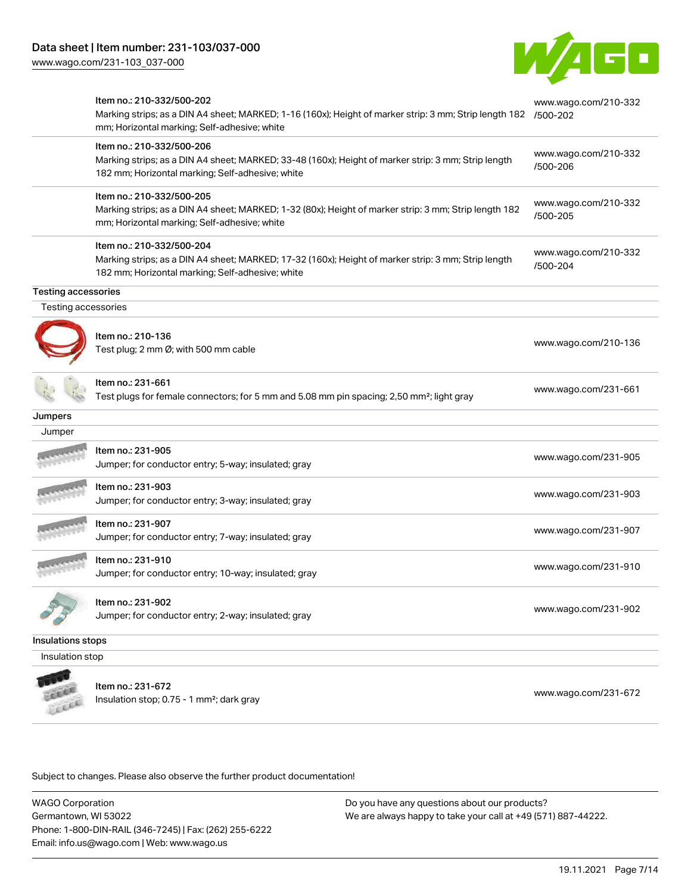| | | |
|---|---|---|
| | Item no.: 210-332/500-202<br>Marking strips; as a DIN A4 sheet; MARKED; 1-16 (160x); Height of marker strip: 3 mm; Strip length 182 mm; Horizontal marking; Self-adhesive; white | www.wago.com/210-332/500-202 |
| | Item no.: 210-332/500-206<br>Marking strips; as a DIN A4 sheet; MARKED; 33-48 (160x); Height of marker strip: 3 mm; Strip length 182 mm; Horizontal marking; Self-adhesive; white | www.wago.com/210-332/500-206 |
| | Item no.: 210-332/500-205<br>Marking strips; as a DIN A4 sheet; MARKED; 1-32 (80x); Height of marker strip: 3 mm; Strip length 182 mm; Horizontal marking; Self-adhesive; white | www.wago.com/210-332/500-205 |
| | Item no.: 210-332/500-204<br>Marking strips; as a DIN A4 sheet; MARKED; 17-32 (160x); Height of marker strip: 3 mm; Strip length 182 mm; Horizontal marking; Self-adhesive; white | www.wago.com/210-332/500-204 |

### Testing accessories

Testing accessories

| | | |
|---|---|---|
| | Item no.: 210-136<br>Test plug; 2 mm Ø; with 500 mm cable | www.wago.com/210-136 |
| | Item no.: 231-661<br>Test plugs for female connectors; for 5 mm and 5.08 mm pin spacing; 2,50 mm²; light gray | www.wago.com/231-661 |

### Jumpers

Jumper

| | | |
|---|---|---|
| | Item no.: 231-905<br>Jumper; for conductor entry; 5-way; insulated; gray | www.wago.com/231-905 |
| | Item no.: 231-903<br>Jumper; for conductor entry; 3-way; insulated; gray | www.wago.com/231-903 |
| | Item no.: 231-907<br>Jumper; for conductor entry; 7-way; insulated; gray | www.wago.com/231-907 |
| | Item no.: 231-910<br>Jumper; for conductor entry; 10-way; insulated; gray | www.wago.com/231-910 |
| | Item no.: 231-902<br>Jumper; for conductor entry; 2-way; insulated; gray | www.wago.com/231-902 |

### Insulations stops

Insulation stop

| | | |
|---|---|---|
| | Item no.: 231-672<br>Insulation stop; 0.75 - 1 mm²; dark gray | www.wago.com/231-672 |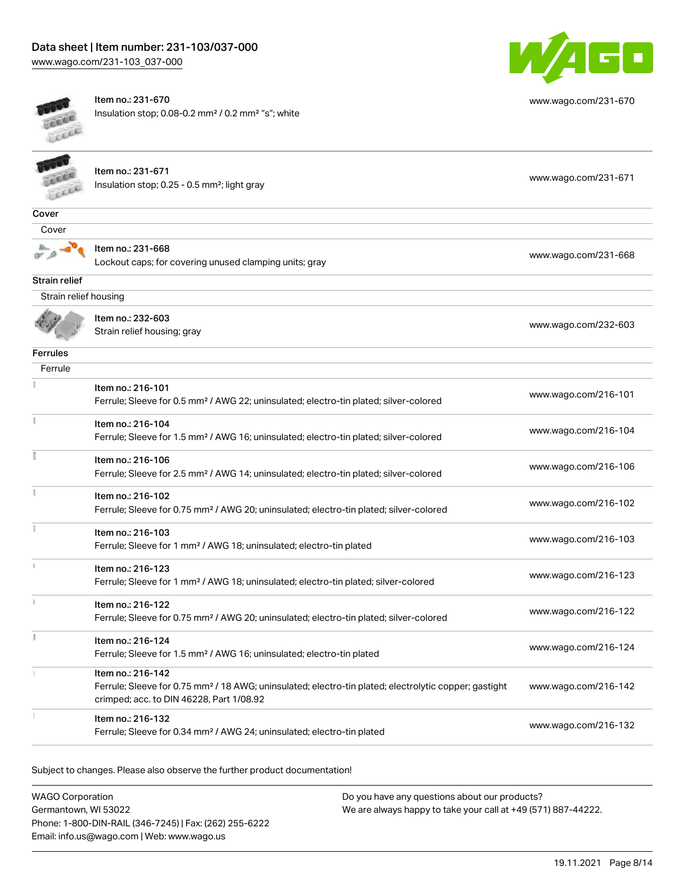| | | |
|---|---|---|
| | Item no.: 231-670<br>Insulation stop; 0.08-0.2 mm² / 0.2 mm² "s"; white | www.wago.com/231-670 |
| | Item no.: 231-671<br>Insulation stop; 0.25 - 0.5 mm²; light gray | www.wago.com/231-671 |

**Cover**

Cover

| | | |
|---|---|---|
| | Item no.: 231-668<br>Lockout caps; for covering unused clamping units; gray | www.wago.com/231-668 |

**Strain relief**

Strain relief housing

| | | |
|---|---|---|
| | Item no.: 232-603<br>Strain relief housing; gray | www.wago.com/232-603 |

**Ferrules**

Ferrule

| | | |
|---|---|---|
| | Item no.: 216-101<br>Ferrule; Sleeve for 0.5 mm² / AWG 22; uninsulated; electro-tin plated; silver-colored | www.wago.com/216-101 |
| | Item no.: 216-104<br>Ferrule; Sleeve for 1.5 mm² / AWG 16; uninsulated; electro-tin plated; silver-colored | www.wago.com/216-104 |
| | Item no.: 216-106<br>Ferrule; Sleeve for 2.5 mm² / AWG 14; uninsulated; electro-tin plated; silver-colored | www.wago.com/216-106 |
| | Item no.: 216-102<br>Ferrule; Sleeve for 0.75 mm² / AWG 20; uninsulated; electro-tin plated; silver-colored | www.wago.com/216-102 |
| | Item no.: 216-103<br>Ferrule; Sleeve for 1 mm² / AWG 18; uninsulated; electro-tin plated | www.wago.com/216-103 |
| | Item no.: 216-123<br>Ferrule; Sleeve for 1 mm² / AWG 18; uninsulated; electro-tin plated; silver-colored | www.wago.com/216-123 |
| | Item no.: 216-122<br>Ferrule; Sleeve for 0.75 mm² / AWG 20; uninsulated; electro-tin plated; silver-colored | www.wago.com/216-122 |
| | Item no.: 216-124<br>Ferrule; Sleeve for 1.5 mm² / AWG 16; uninsulated; electro-tin plated | www.wago.com/216-124 |
| | Item no.: 216-142<br>Ferrule; Sleeve for 0.75 mm² / 18 AWG; uninsulated; electro-tin plated; electrolytic copper; gastight crimped; acc. to DIN 46228, Part 1/08.92 | www.wago.com/216-142 |
| | Item no.: 216-132<br>Ferrule; Sleeve for 0.34 mm² / AWG 24; uninsulated; electro-tin plated | www.wago.com/216-132 |

Subject to changes. Please also observe the further product documentation!

WAGO Corporation
Germantown, WI 53022
Phone: 1-800-DIN-RAIL (346-7245) | Fax: (262) 255-6222
Email: info.us@wago.com | Web: www.wago.us

Do you have any questions about our products?
We are always happy to take your call at +49 (571) 887-44222.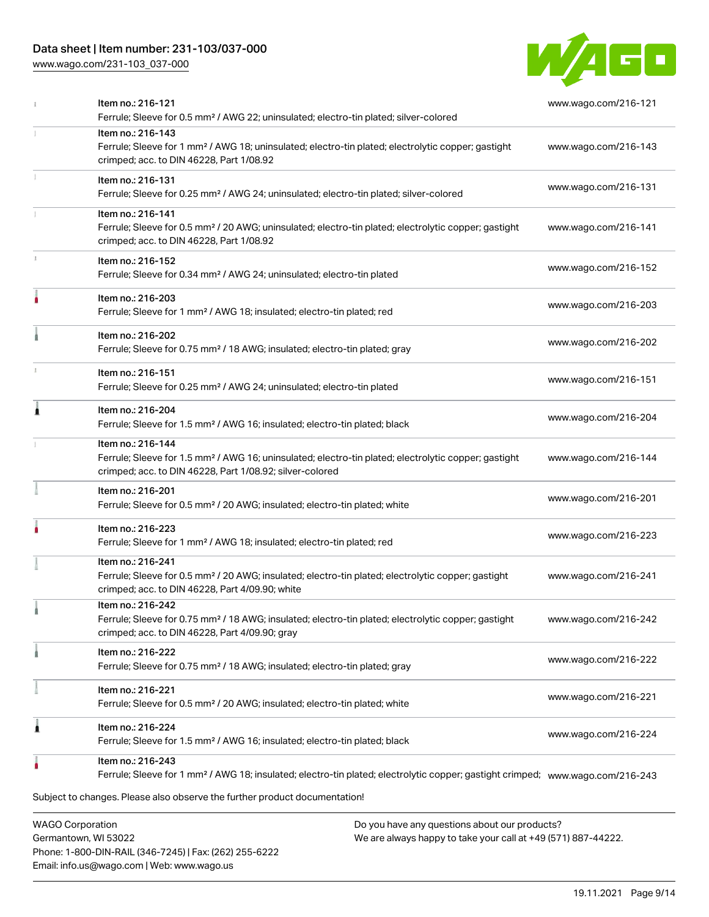| Item | Link |
| --- | --- |
| Item no.: 216-121<br>Ferrule; Sleeve for 0.5 mm² / AWG 22; uninsulated; electro-tin plated; silver-colored | www.wago.com/216-121 |
| Item no.: 216-143<br>Ferrule; Sleeve for 1 mm² / AWG 18; uninsulated; electro-tin plated; electrolytic copper; gastight crimped; acc. to DIN 46228, Part 1/08.92 | www.wago.com/216-143 |
| Item no.: 216-131<br>Ferrule; Sleeve for 0.25 mm² / AWG 24; uninsulated; electro-tin plated; silver-colored | www.wago.com/216-131 |
| Item no.: 216-141<br>Ferrule; Sleeve for 0.5 mm² / 20 AWG; uninsulated; electro-tin plated; electrolytic copper; gastight crimped; acc. to DIN 46228, Part 1/08.92 | www.wago.com/216-141 |
| Item no.: 216-152<br>Ferrule; Sleeve for 0.34 mm² / AWG 24; uninsulated; electro-tin plated | www.wago.com/216-152 |
| Item no.: 216-203<br>Ferrule; Sleeve for 1 mm² / AWG 18; insulated; electro-tin plated; red | www.wago.com/216-203 |
| Item no.: 216-202<br>Ferrule; Sleeve for 0.75 mm² / 18 AWG; insulated; electro-tin plated; gray | www.wago.com/216-202 |
| Item no.: 216-151<br>Ferrule; Sleeve for 0.25 mm² / AWG 24; uninsulated; electro-tin plated | www.wago.com/216-151 |
| Item no.: 216-204<br>Ferrule; Sleeve for 1.5 mm² / AWG 16; insulated; electro-tin plated; black | www.wago.com/216-204 |
| Item no.: 216-144<br>Ferrule; Sleeve for 1.5 mm² / AWG 16; uninsulated; electro-tin plated; electrolytic copper; gastight crimped; acc. to DIN 46228, Part 1/08.92; silver-colored | www.wago.com/216-144 |
| Item no.: 216-201<br>Ferrule; Sleeve for 0.5 mm² / 20 AWG; insulated; electro-tin plated; white | www.wago.com/216-201 |
| Item no.: 216-223<br>Ferrule; Sleeve for 1 mm² / AWG 18; insulated; electro-tin plated; red | www.wago.com/216-223 |
| Item no.: 216-241<br>Ferrule; Sleeve for 0.5 mm² / 20 AWG; insulated; electro-tin plated; electrolytic copper; gastight crimped; acc. to DIN 46228, Part 4/09.90; white | www.wago.com/216-241 |
| Item no.: 216-242<br>Ferrule; Sleeve for 0.75 mm² / 18 AWG; insulated; electro-tin plated; electrolytic copper; gastight crimped; acc. to DIN 46228, Part 4/09.90; gray | www.wago.com/216-242 |
| Item no.: 216-222<br>Ferrule; Sleeve for 0.75 mm² / 18 AWG; insulated; electro-tin plated; gray | www.wago.com/216-222 |
| Item no.: 216-221<br>Ferrule; Sleeve for 0.5 mm² / 20 AWG; insulated; electro-tin plated; white | www.wago.com/216-221 |
| Item no.: 216-224<br>Ferrule; Sleeve for 1.5 mm² / AWG 16; insulated; electro-tin plated; black | www.wago.com/216-224 |
| Item no.: 216-243<br>Ferrule; Sleeve for 1 mm² / AWG 18; insulated; electro-tin plated; electrolytic copper; gastight crimped; | www.wago.com/216-243 |

Subject to changes. Please also observe the further product documentation!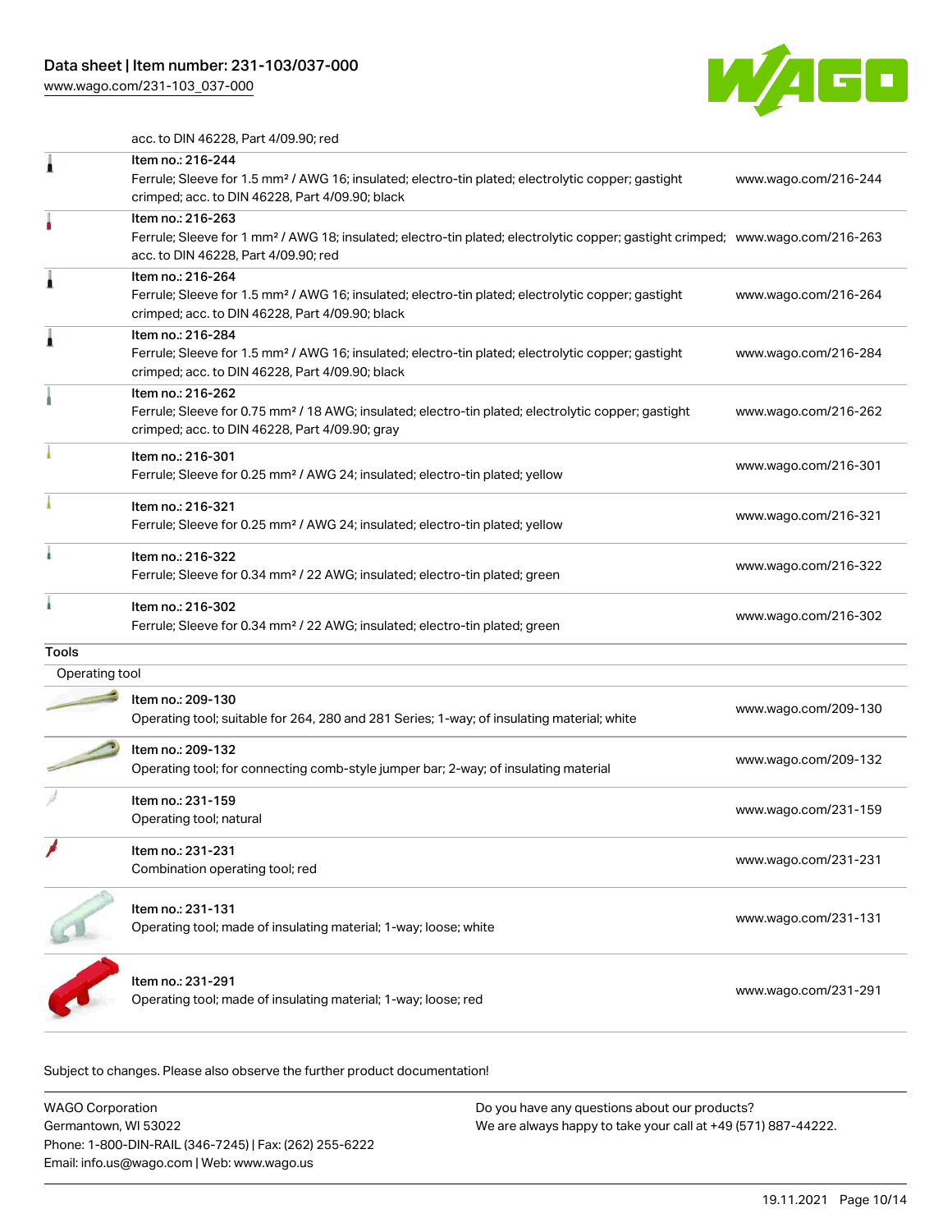| | | |
|---|---|---|
| | acc. to DIN 46228, Part 4/09.90; red | |
| | Item no.: 216-244<br>Ferrule; Sleeve for 1.5 mm² / AWG 16; insulated; electro-tin plated; electrolytic copper; gastight crimped; acc. to DIN 46228, Part 4/09.90; black | www.wago.com/216-244 |
| | Item no.: 216-263<br>Ferrule; Sleeve for 1 mm² / AWG 18; insulated; electro-tin plated; electrolytic copper; gastight crimped; acc. to DIN 46228, Part 4/09.90; red | www.wago.com/216-263 |
| | Item no.: 216-264<br>Ferrule; Sleeve for 1.5 mm² / AWG 16; insulated; electro-tin plated; electrolytic copper; gastight crimped; acc. to DIN 46228, Part 4/09.90; black | www.wago.com/216-264 |
| | Item no.: 216-284<br>Ferrule; Sleeve for 1.5 mm² / AWG 16; insulated; electro-tin plated; electrolytic copper; gastight crimped; acc. to DIN 46228, Part 4/09.90; black | www.wago.com/216-284 |
| | Item no.: 216-262<br>Ferrule; Sleeve for 0.75 mm² / 18 AWG; insulated; electro-tin plated; electrolytic copper; gastight crimped; acc. to DIN 46228, Part 4/09.90; gray | www.wago.com/216-262 |
| | Item no.: 216-301<br>Ferrule; Sleeve for 0.25 mm² / AWG 24; insulated; electro-tin plated; yellow | www.wago.com/216-301 |
| | Item no.: 216-321<br>Ferrule; Sleeve for 0.25 mm² / AWG 24; insulated; electro-tin plated; yellow | www.wago.com/216-321 |
| | Item no.: 216-322<br>Ferrule; Sleeve for 0.34 mm² / 22 AWG; insulated; electro-tin plated; green | www.wago.com/216-322 |
| | Item no.: 216-302<br>Ferrule; Sleeve for 0.34 mm² / 22 AWG; insulated; electro-tin plated; green | www.wago.com/216-302 |

**Tools**

Operating tool

| | | |
|---|---|---|
| | Item no.: 209-130<br>Operating tool; suitable for 264, 280 and 281 Series; 1-way; of insulating material; white | www.wago.com/209-130 |
| | Item no.: 209-132<br>Operating tool; for connecting comb-style jumper bar; 2-way; of insulating material | www.wago.com/209-132 |
| | Item no.: 231-159<br>Operating tool; natural | www.wago.com/231-159 |
| | Item no.: 231-231<br>Combination operating tool; red | www.wago.com/231-231 |
| | Item no.: 231-131<br>Operating tool; made of insulating material; 1-way; loose; white | www.wago.com/231-131 |
| | Item no.: 231-291<br>Operating tool; made of insulating material; 1-way; loose; red | www.wago.com/231-291 |

Subject to changes. Please also observe the further product documentation!

WAGO Corporation
Germantown, WI 53022
Phone: 1-800-DIN-RAIL (346-7245) | Fax: (262) 255-6222
Email: info.us@wago.com | Web: www.wago.us

Do you have any questions about our products?
We are always happy to take your call at +49 (571) 887-44222.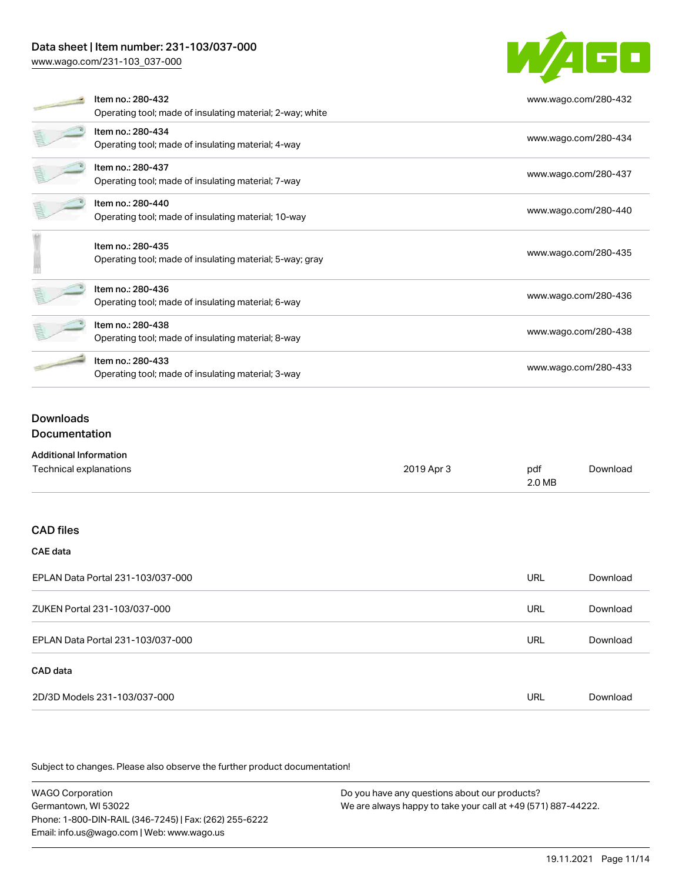| Item | URL |
| --- | --- |
| Item no.: 280-432<br>Operating tool; made of insulating material; 2-way; white | www.wago.com/280-432 |
| Item no.: 280-434<br>Operating tool; made of insulating material; 4-way | www.wago.com/280-434 |
| Item no.: 280-437<br>Operating tool; made of insulating material; 7-way | www.wago.com/280-437 |
| Item no.: 280-440<br>Operating tool; made of insulating material; 10-way | www.wago.com/280-440 |
| Item no.: 280-435<br>Operating tool; made of insulating material; 5-way; gray | www.wago.com/280-435 |
| Item no.: 280-436<br>Operating tool; made of insulating material; 6-way | www.wago.com/280-436 |
| Item no.: 280-438<br>Operating tool; made of insulating material; 8-way | www.wago.com/280-438 |
| Item no.: 280-433<br>Operating tool; made of insulating material; 3-way | www.wago.com/280-433 |

## Downloads

### Documentation

**Additional Information**

| | | | |
| --- | --- | --- | --- |
| Technical explanations | 2019 Apr 3 | pdf<br>2.0 MB | Download |

### CAD files

**CAE data**

| | | |
| --- | --- | --- |
| EPLAN Data Portal 231-103/037-000 | URL | Download |
| ZUKEN Portal 231-103/037-000 | URL | Download |
| EPLAN Data Portal 231-103/037-000 | URL | Download |

**CAD data**

| | | |
| --- | --- | --- |
| 2D/3D Models 231-103/037-000 | URL | Download |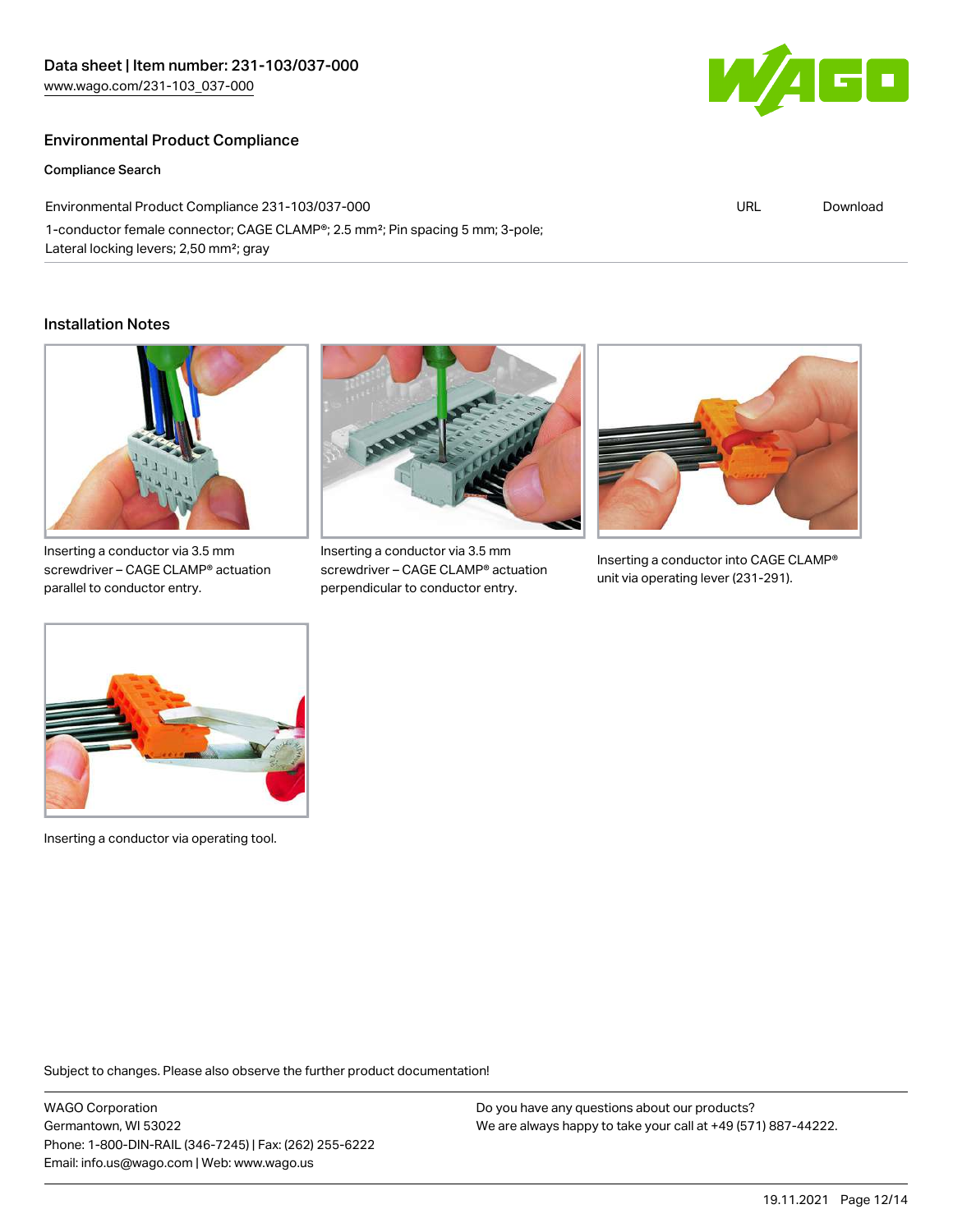## Environmental Product Compliance

### Compliance Search

| Environmental Product Compliance 231-103/037-000 | URL | Download |
| --- | --- | --- |
| 1-conductor female connector; CAGE CLAMP®; 2.5 mm²; Pin spacing 5 mm; 3-pole; Lateral locking levers; 2,50 mm²; gray | | |

## Installation Notes

Inserting a conductor via 3.5 mm screwdriver – CAGE CLAMP® actuation parallel to conductor entry.

Inserting a conductor via 3.5 mm screwdriver – CAGE CLAMP® actuation perpendicular to conductor entry.

Inserting a conductor into CAGE CLAMP® unit via operating lever (231-291).

Inserting a conductor via operating tool.

Subject to changes. Please also observe the further product documentation!

WAGO Corporation
Germantown, WI 53022
Phone: 1-800-DIN-RAIL (346-7245) | Fax: (262) 255-6222
Email: info.us@wago.com | Web: www.wago.us

Do you have any questions about our products?
We are always happy to take your call at +49 (571) 887-44222.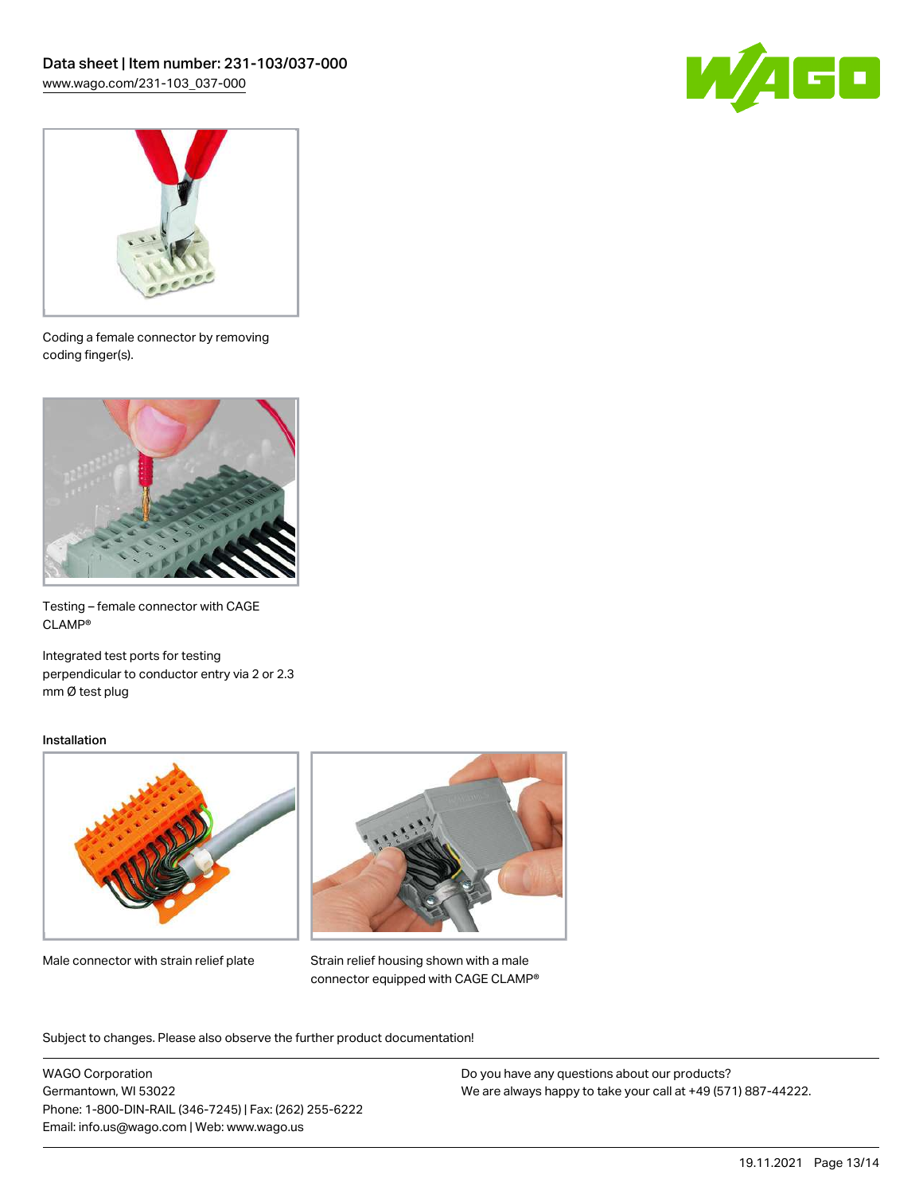Coding a female connector by removing coding finger(s).

Testing – female connector with CAGE CLAMP®

Integrated test ports for testing perpendicular to conductor entry via 2 or 2.3 mm Ø test plug

### Installation

Male connector with strain relief plate

Strain relief housing shown with a male connector equipped with CAGE CLAMP®

Subject to changes. Please also observe the further product documentation!

WAGO Corporation
Germantown, WI 53022
Phone: 1-800-DIN-RAIL (346-7245) | Fax: (262) 255-6222
Email: info.us@wago.com | Web: www.wago.us

Do you have any questions about our products?
We are always happy to take your call at +49 (571) 887-44222.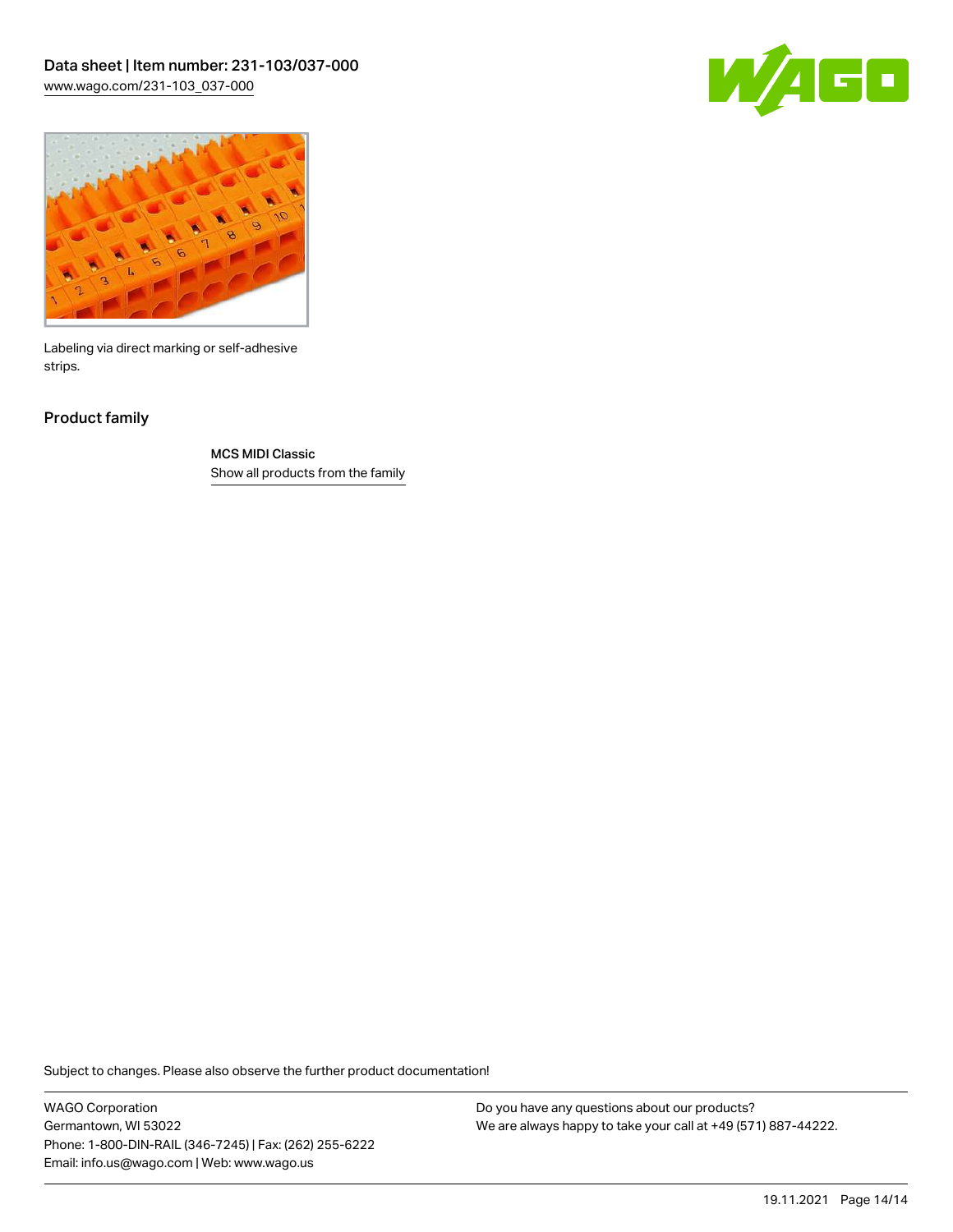Labeling via direct marking or self-adhesive strips.

## Product family

**MCS MIDI Classic**
Show all products from the family

Subject to changes. Please also observe the further product documentation!

WAGO Corporation
Germantown, WI 53022
Phone: 1-800-DIN-RAIL (346-7245) | Fax: (262) 255-6222
Email: info.us@wago.com | Web: www.wago.us

Do you have any questions about our products?
We are always happy to take your call at +49 (571) 887-44222.